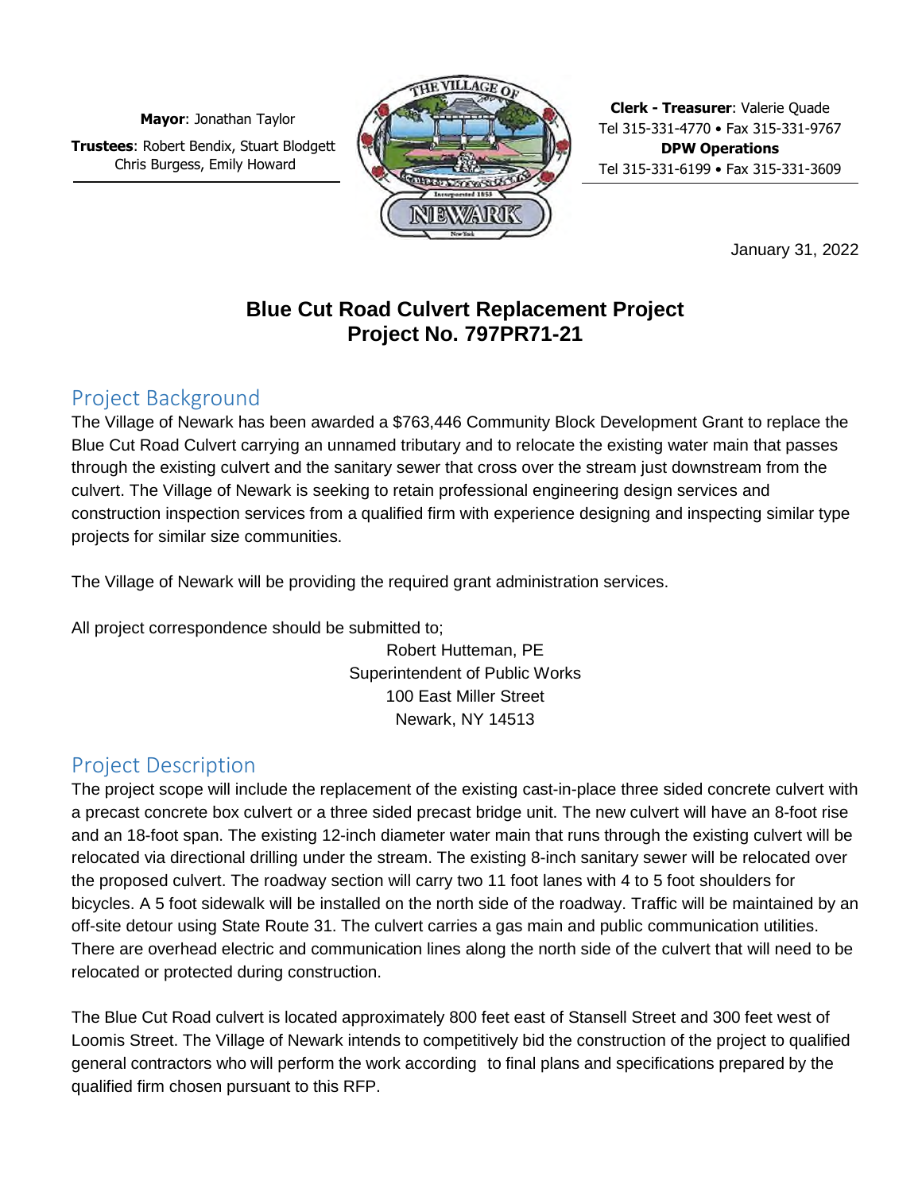**Mayor**: Jonathan Taylor

**Trustees**: Robert Bendix, Stuart Blodgett
Chris Burgess, Emily Howard

**Clerk - Treasurer**: Valerie Quade
Tel 315-331-4770 • Fax 315-331-9767
**DPW Operations**
Tel 315-331-6199 • Fax 315-331-3609

January 31, 2022

# Blue Cut Road Culvert Replacement Project
# Project No. 797PR71-21

## Project Background

The Village of Newark has been awarded a $763,446 Community Block Development Grant to replace the Blue Cut Road Culvert carrying an unnamed tributary and to relocate the existing water main that passes through the existing culvert and the sanitary sewer that cross over the stream just downstream from the culvert. The Village of Newark is seeking to retain professional engineering design services and construction inspection services from a qualified firm with experience designing and inspecting similar type projects for similar size communities.

The Village of Newark will be providing the required grant administration services.

All project correspondence should be submitted to;

Robert Hutteman, PE
Superintendent of Public Works
100 East Miller Street
Newark, NY 14513

## Project Description

The project scope will include the replacement of the existing cast-in-place three sided concrete culvert with a precast concrete box culvert or a three sided precast bridge unit. The new culvert will have an 8-foot rise and an 18-foot span. The existing 12-inch diameter water main that runs through the existing culvert will be relocated via directional drilling under the stream. The existing 8-inch sanitary sewer will be relocated over the proposed culvert. The roadway section will carry two 11 foot lanes with 4 to 5 foot shoulders for bicycles. A 5 foot sidewalk will be installed on the north side of the roadway. Traffic will be maintained by an off-site detour using State Route 31. The culvert carries a gas main and public communication utilities. There are overhead electric and communication lines along the north side of the culvert that will need to be relocated or protected during construction.

The Blue Cut Road culvert is located approximately 800 feet east of Stansell Street and 300 feet west of Loomis Street. The Village of Newark intends to competitively bid the construction of the project to qualified general contractors who will perform the work according to final plans and specifications prepared by the qualified firm chosen pursuant to this RFP.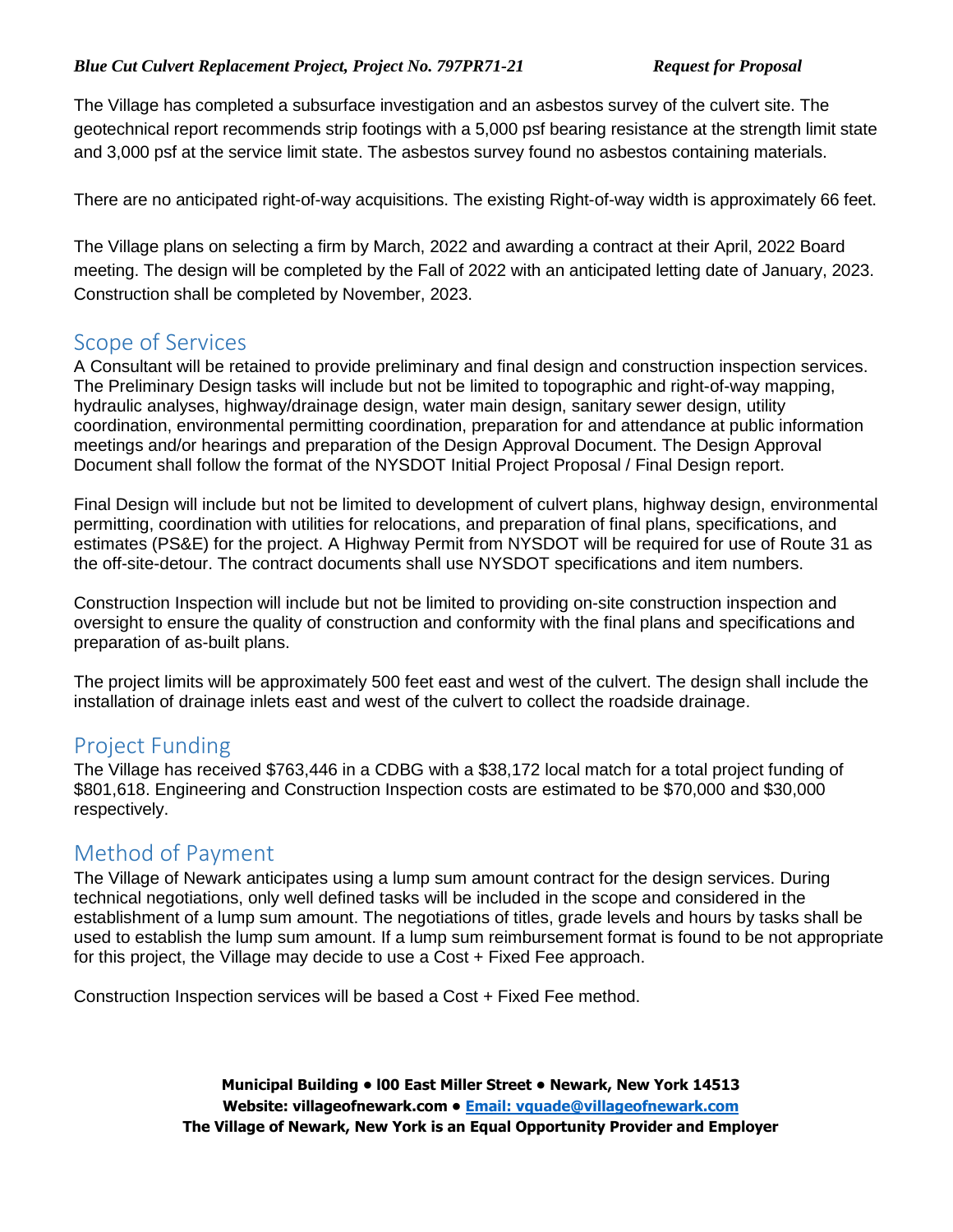The Village has completed a subsurface investigation and an asbestos survey of the culvert site. The geotechnical report recommends strip footings with a 5,000 psf bearing resistance at the strength limit state and 3,000 psf at the service limit state. The asbestos survey found no asbestos containing materials.

There are no anticipated right-of-way acquisitions. The existing Right-of-way width is approximately 66 feet.

The Village plans on selecting a firm by March, 2022 and awarding a contract at their April, 2022 Board meeting. The design will be completed by the Fall of 2022 with an anticipated letting date of January, 2023. Construction shall be completed by November, 2023.

## Scope of Services

A Consultant will be retained to provide preliminary and final design and construction inspection services. The Preliminary Design tasks will include but not be limited to topographic and right-of-way mapping, hydraulic analyses, highway/drainage design, water main design, sanitary sewer design, utility coordination, environmental permitting coordination, preparation for and attendance at public information meetings and/or hearings and preparation of the Design Approval Document. The Design Approval Document shall follow the format of the NYSDOT Initial Project Proposal / Final Design report.

Final Design will include but not be limited to development of culvert plans, highway design, environmental permitting, coordination with utilities for relocations, and preparation of final plans, specifications, and estimates (PS&E) for the project. A Highway Permit from NYSDOT will be required for use of Route 31 as the off-site-detour. The contract documents shall use NYSDOT specifications and item numbers.

Construction Inspection will include but not be limited to providing on-site construction inspection and oversight to ensure the quality of construction and conformity with the final plans and specifications and preparation of as-built plans.

The project limits will be approximately 500 feet east and west of the culvert. The design shall include the installation of drainage inlets east and west of the culvert to collect the roadside drainage.

## Project Funding

The Village has received $763,446 in a CDBG with a $38,172 local match for a total project funding of $801,618. Engineering and Construction Inspection costs are estimated to be $70,000 and $30,000 respectively.

## Method of Payment

The Village of Newark anticipates using a lump sum amount contract for the design services. During technical negotiations, only well defined tasks will be included in the scope and considered in the establishment of a lump sum amount. The negotiations of titles, grade levels and hours by tasks shall be used to establish the lump sum amount. If a lump sum reimbursement format is found to be not appropriate for this project, the Village may decide to use a Cost + Fixed Fee approach.

Construction Inspection services will be based a Cost + Fixed Fee method.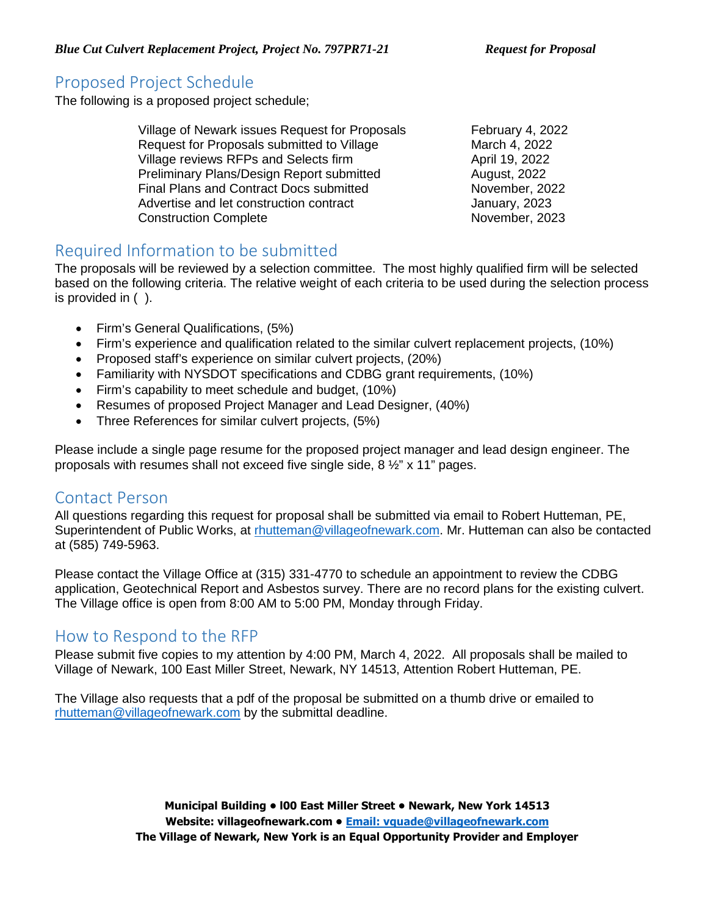## Proposed Project Schedule

The following is a proposed project schedule;

| | |
|---|---|
| Village of Newark issues Request for Proposals | February 4, 2022 |
| Request for Proposals submitted to Village | March 4, 2022 |
| Village reviews RFPs and Selects firm | April 19, 2022 |
| Preliminary Plans/Design Report submitted | August, 2022 |
| Final Plans and Contract Docs submitted | November, 2022 |
| Advertise and let construction contract | January, 2023 |
| Construction Complete | November, 2023 |

## Required Information to be submitted

The proposals will be reviewed by a selection committee. The most highly qualified firm will be selected based on the following criteria. The relative weight of each criteria to be used during the selection process is provided in ( ).

- Firm's General Qualifications, (5%)
- Firm's experience and qualification related to the similar culvert replacement projects, (10%)
- Proposed staff's experience on similar culvert projects, (20%)
- Familiarity with NYSDOT specifications and CDBG grant requirements, (10%)
- Firm's capability to meet schedule and budget, (10%)
- Resumes of proposed Project Manager and Lead Designer, (40%)
- Three References for similar culvert projects, (5%)

Please include a single page resume for the proposed project manager and lead design engineer. The proposals with resumes shall not exceed five single side, 8 ½" x 11" pages.

## Contact Person

All questions regarding this request for proposal shall be submitted via email to Robert Hutteman, PE, Superintendent of Public Works, at rhutteman@villageofnewark.com. Mr. Hutteman can also be contacted at (585) 749-5963.

Please contact the Village Office at (315) 331-4770 to schedule an appointment to review the CDBG application, Geotechnical Report and Asbestos survey. There are no record plans for the existing culvert. The Village office is open from 8:00 AM to 5:00 PM, Monday through Friday.

## How to Respond to the RFP

Please submit five copies to my attention by 4:00 PM, March 4, 2022. All proposals shall be mailed to Village of Newark, 100 East Miller Street, Newark, NY 14513, Attention Robert Hutteman, PE.

The Village also requests that a pdf of the proposal be submitted on a thumb drive or emailed to rhutteman@villageofnewark.com by the submittal deadline.